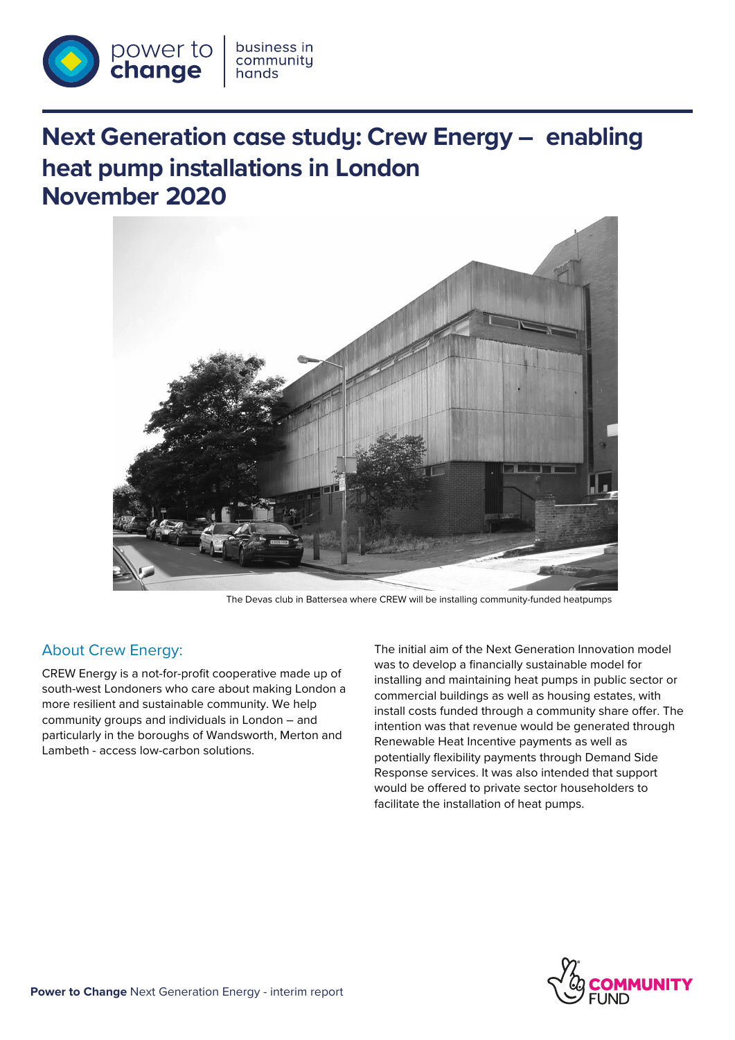# Next Generation case study: Crew Energy – enabling heat pump installations in London
# November 2020

The Devas club in Battersea where CREW will be installing community-funded heatpumps

## About Crew Energy:

CREW Energy is a not-for-profit cooperative made up of south-west Londoners who care about making London a more resilient and sustainable community. We help community groups and individuals in London – and particularly in the boroughs of Wandsworth, Merton and Lambeth - access low-carbon solutions.

The initial aim of the Next Generation Innovation model was to develop a financially sustainable model for installing and maintaining heat pumps in public sector or commercial buildings as well as housing estates, with install costs funded through a community share offer. The intention was that revenue would be generated through Renewable Heat Incentive payments as well as potentially flexibility payments through Demand Side Response services. It was also intended that support would be offered to private sector householders to facilitate the installation of heat pumps.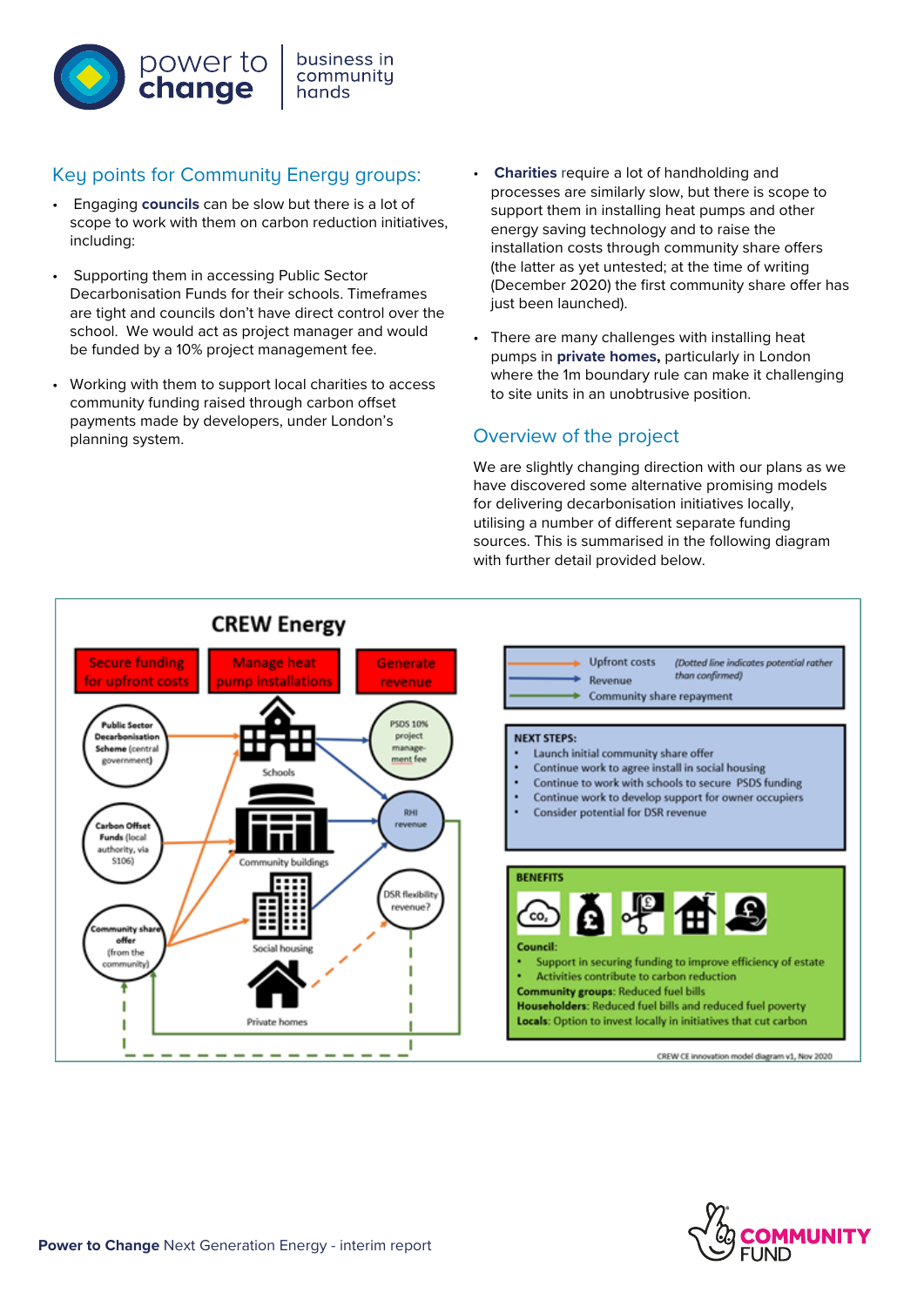## Key points for Community Energy groups:

- Engaging **councils** can be slow but there is a lot of scope to work with them on carbon reduction initiatives, including:
- Supporting them in accessing Public Sector Decarbonisation Funds for their schools. Timeframes are tight and councils don't have direct control over the school. We would act as project manager and would be funded by a 10% project management fee.
- Working with them to support local charities to access community funding raised through carbon offset payments made by developers, under London's planning system.
- **Charities** require a lot of handholding and processes are similarly slow, but there is scope to support them in installing heat pumps and other energy saving technology and to raise the installation costs through community share offers (the latter as yet untested; at the time of writing (December 2020) the first community share offer has just been launched).
- There are many challenges with installing heat pumps in **private homes,** particularly in London where the 1m boundary rule can make it challenging to site units in an unobtrusive position.

## Overview of the project

We are slightly changing direction with our plans as we have discovered some alternative promising models for delivering decarbonisation initiatives locally, utilising a number of different separate funding sources. This is summarised in the following diagram with further detail provided below.

**CREW Energy**

Secure funding for upfront costs | Manage heat pump installations | Generate revenue

Public Sector Decarbonisation Scheme (central government)

Carbon Offset Funds (local authority, via S106)

Community share offer (from the community)

Schools

Community buildings

Social housing

Private homes

PSDS 10% project management fee

RHI revenue

DSR flexibility revenue?

Upfront costs — Revenue — Community share repayment *(Dotted line indicates potential rather than confirmed)*

**NEXT STEPS:**

- Launch initial community share offer
- Continue work to agree install in social housing
- Continue to work with schools to secure PSDS funding
- Continue work to develop support for owner occupiers
- Consider potential for DSR revenue

**BENEFITS**

**Council:**

- Support in securing funding to improve efficiency of estate
- Activities contribute to carbon reduction

**Community groups**: Reduced fuel bills

**Householders**: Reduced fuel bills and reduced fuel poverty

**Locals**: Option to invest locally in initiatives that cut carbon

CREW CE innovation model diagram v1, Nov 2020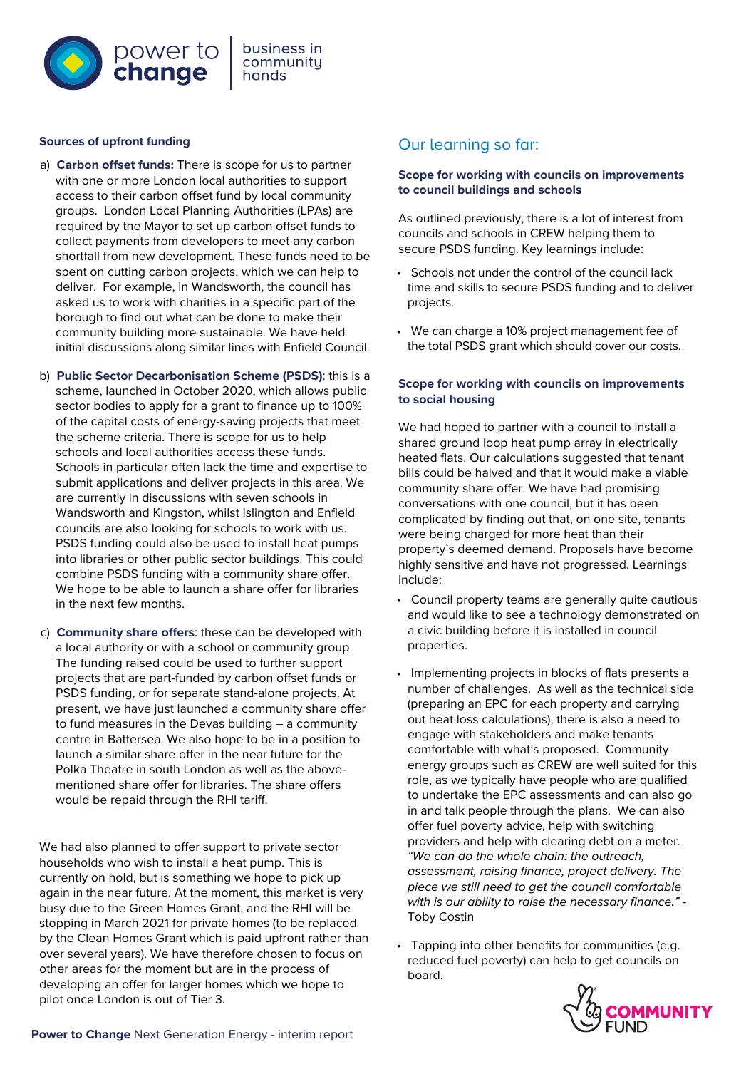**Sources of upfront funding**

a) **Carbon offset funds:** There is scope for us to partner with one or more London local authorities to support access to their carbon offset fund by local community groups. London Local Planning Authorities (LPAs) are required by the Mayor to set up carbon offset funds to collect payments from developers to meet any carbon shortfall from new development. These funds need to be spent on cutting carbon projects, which we can help to deliver. For example, in Wandsworth, the council has asked us to work with charities in a specific part of the borough to find out what can be done to make their community building more sustainable. We have held initial discussions along similar lines with Enfield Council.

b) **Public Sector Decarbonisation Scheme (PSDS)**: this is a scheme, launched in October 2020, which allows public sector bodies to apply for a grant to finance up to 100% of the capital costs of energy-saving projects that meet the scheme criteria. There is scope for us to help schools and local authorities access these funds. Schools in particular often lack the time and expertise to submit applications and deliver projects in this area. We are currently in discussions with seven schools in Wandsworth and Kingston, whilst Islington and Enfield councils are also looking for schools to work with us. PSDS funding could also be used to install heat pumps into libraries or other public sector buildings. This could combine PSDS funding with a community share offer. We hope to be able to launch a share offer for libraries in the next few months.

c) **Community share offers**: these can be developed with a local authority or with a school or community group. The funding raised could be used to further support projects that are part-funded by carbon offset funds or PSDS funding, or for separate stand-alone projects. At present, we have just launched a community share offer to fund measures in the Devas building – a community centre in Battersea. We also hope to be in a position to launch a similar share offer in the near future for the Polka Theatre in south London as well as the above-mentioned share offer for libraries. The share offers would be repaid through the RHI tariff.

We had also planned to offer support to private sector households who wish to install a heat pump. This is currently on hold, but is something we hope to pick up again in the near future. At the moment, this market is very busy due to the Green Homes Grant, and the RHI will be stopping in March 2021 for private homes (to be replaced by the Clean Homes Grant which is paid upfront rather than over several years). We have therefore chosen to focus on other areas for the moment but are in the process of developing an offer for larger homes which we hope to pilot once London is out of Tier 3.

## Our learning so far:

**Scope for working with councils on improvements to council buildings and schools**

As outlined previously, there is a lot of interest from councils and schools in CREW helping them to secure PSDS funding. Key learnings include:

- Schools not under the control of the council lack time and skills to secure PSDS funding and to deliver projects.
- We can charge a 10% project management fee of the total PSDS grant which should cover our costs.

**Scope for working with councils on improvements to social housing**

We had hoped to partner with a council to install a shared ground loop heat pump array in electrically heated flats. Our calculations suggested that tenant bills could be halved and that it would make a viable community share offer. We have had promising conversations with one council, but it has been complicated by finding out that, on one site, tenants were being charged for more heat than their property's deemed demand. Proposals have become highly sensitive and have not progressed. Learnings include:

- Council property teams are generally quite cautious and would like to see a technology demonstrated on a civic building before it is installed in council properties.
- Implementing projects in blocks of flats presents a number of challenges. As well as the technical side (preparing an EPC for each property and carrying out heat loss calculations), there is also a need to engage with stakeholders and make tenants comfortable with what's proposed. Community energy groups such as CREW are well suited for this role, as we typically have people who are qualified to undertake the EPC assessments and can also go in and talk people through the plans. We can also offer fuel poverty advice, help with switching providers and help with clearing debt on a meter. *"We can do the whole chain: the outreach, assessment, raising finance, project delivery. The piece we still need to get the council comfortable with is our ability to raise the necessary finance."* - Toby Costin
- Tapping into other benefits for communities (e.g. reduced fuel poverty) can help to get councils on board.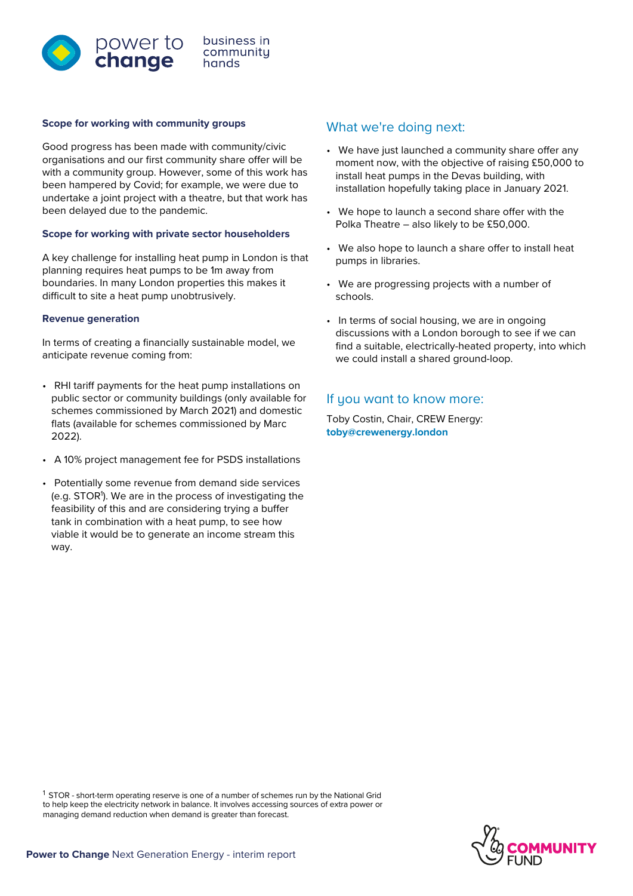### Scope for working with community groups

Good progress has been made with community/civic organisations and our first community share offer will be with a community group. However, some of this work has been hampered by Covid; for example, we were due to undertake a joint project with a theatre, but that work has been delayed due to the pandemic.

### Scope for working with private sector householders

A key challenge for installing heat pump in London is that planning requires heat pumps to be 1m away from boundaries. In many London properties this makes it difficult to site a heat pump unobtrusively.

### Revenue generation

In terms of creating a financially sustainable model, we anticipate revenue coming from:

- RHI tariff payments for the heat pump installations on public sector or community buildings (only available for schemes commissioned by March 2021) and domestic flats (available for schemes commissioned by Marc 2022).
- A 10% project management fee for PSDS installations
- Potentially some revenue from demand side services (e.g. STOR[1]). We are in the process of investigating the feasibility of this and are considering trying a buffer tank in combination with a heat pump, to see how viable it would be to generate an income stream this way.

## What we're doing next:

- We have just launched a community share offer any moment now, with the objective of raising £50,000 to install heat pumps in the Devas building, with installation hopefully taking place in January 2021.
- We hope to launch a second share offer with the Polka Theatre – also likely to be £50,000.
- We also hope to launch a share offer to install heat pumps in libraries.
- We are progressing projects with a number of schools.
- In terms of social housing, we are in ongoing discussions with a London borough to see if we can find a suitable, electrically-heated property, into which we could install a shared ground-loop.

## If you want to know more:

Toby Costin, Chair, CREW Energy:
**toby@crewenergy.london**

[1] STOR - short-term operating reserve is one of a number of schemes run by the National Grid to help keep the electricity network in balance. It involves accessing sources of extra power or managing demand reduction when demand is greater than forecast.